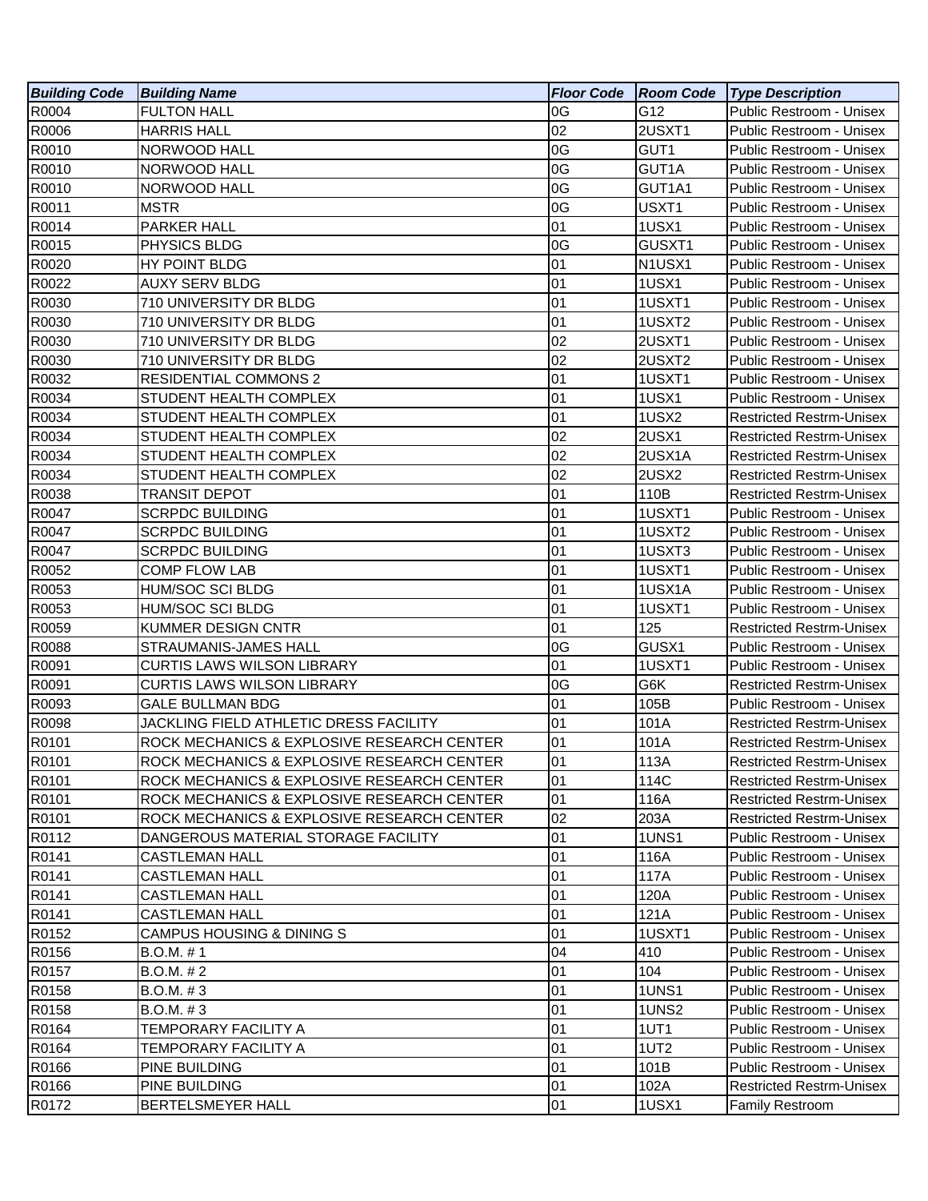| Building Code | Building Name | Floor Code | Room Code | Type Description |
|---|---|---|---|---|
| R0004 | FULTON HALL | 0G | G12 | Public Restroom - Unisex |
| R0006 | HARRIS HALL | 02 | 2USXT1 | Public Restroom - Unisex |
| R0010 | NORWOOD HALL | 0G | GUT1 | Public Restroom - Unisex |
| R0010 | NORWOOD HALL | 0G | GUT1A | Public Restroom - Unisex |
| R0010 | NORWOOD HALL | 0G | GUT1A1 | Public Restroom - Unisex |
| R0011 | MSTR | 0G | USXT1 | Public Restroom - Unisex |
| R0014 | PARKER HALL | 01 | 1USX1 | Public Restroom - Unisex |
| R0015 | PHYSICS BLDG | 0G | GUSXT1 | Public Restroom - Unisex |
| R0020 | HY POINT BLDG | 01 | N1USX1 | Public Restroom - Unisex |
| R0022 | AUXY SERV BLDG | 01 | 1USX1 | Public Restroom - Unisex |
| R0030 | 710 UNIVERSITY DR BLDG | 01 | 1USXT1 | Public Restroom - Unisex |
| R0030 | 710 UNIVERSITY DR BLDG | 01 | 1USXT2 | Public Restroom - Unisex |
| R0030 | 710 UNIVERSITY DR BLDG | 02 | 2USXT1 | Public Restroom - Unisex |
| R0030 | 710 UNIVERSITY DR BLDG | 02 | 2USXT2 | Public Restroom - Unisex |
| R0032 | RESIDENTIAL COMMONS 2 | 01 | 1USXT1 | Public Restroom - Unisex |
| R0034 | STUDENT HEALTH COMPLEX | 01 | 1USX1 | Public Restroom - Unisex |
| R0034 | STUDENT HEALTH COMPLEX | 01 | 1USX2 | Restricted Restrm-Unisex |
| R0034 | STUDENT HEALTH COMPLEX | 02 | 2USX1 | Restricted Restrm-Unisex |
| R0034 | STUDENT HEALTH COMPLEX | 02 | 2USX1A | Restricted Restrm-Unisex |
| R0034 | STUDENT HEALTH COMPLEX | 02 | 2USX2 | Restricted Restrm-Unisex |
| R0038 | TRANSIT DEPOT | 01 | 110B | Restricted Restrm-Unisex |
| R0047 | SCRPDC BUILDING | 01 | 1USXT1 | Public Restroom - Unisex |
| R0047 | SCRPDC BUILDING | 01 | 1USXT2 | Public Restroom - Unisex |
| R0047 | SCRPDC BUILDING | 01 | 1USXT3 | Public Restroom - Unisex |
| R0052 | COMP FLOW LAB | 01 | 1USXT1 | Public Restroom - Unisex |
| R0053 | HUM/SOC SCI BLDG | 01 | 1USX1A | Public Restroom - Unisex |
| R0053 | HUM/SOC SCI BLDG | 01 | 1USXT1 | Public Restroom - Unisex |
| R0059 | KUMMER DESIGN CNTR | 01 | 125 | Restricted Restrm-Unisex |
| R0088 | STRAUMANIS-JAMES HALL | 0G | GUSX1 | Public Restroom - Unisex |
| R0091 | CURTIS LAWS WILSON LIBRARY | 01 | 1USXT1 | Public Restroom - Unisex |
| R0091 | CURTIS LAWS WILSON LIBRARY | 0G | G6K | Restricted Restrm-Unisex |
| R0093 | GALE BULLMAN BDG | 01 | 105B | Public Restroom - Unisex |
| R0098 | JACKLING FIELD ATHLETIC DRESS FACILITY | 01 | 101A | Restricted Restrm-Unisex |
| R0101 | ROCK MECHANICS & EXPLOSIVE RESEARCH CENTER | 01 | 101A | Restricted Restrm-Unisex |
| R0101 | ROCK MECHANICS & EXPLOSIVE RESEARCH CENTER | 01 | 113A | Restricted Restrm-Unisex |
| R0101 | ROCK MECHANICS & EXPLOSIVE RESEARCH CENTER | 01 | 114C | Restricted Restrm-Unisex |
| R0101 | ROCK MECHANICS & EXPLOSIVE RESEARCH CENTER | 01 | 116A | Restricted Restrm-Unisex |
| R0101 | ROCK MECHANICS & EXPLOSIVE RESEARCH CENTER | 02 | 203A | Restricted Restrm-Unisex |
| R0112 | DANGEROUS MATERIAL STORAGE FACILITY | 01 | 1UNS1 | Public Restroom - Unisex |
| R0141 | CASTLEMAN HALL | 01 | 116A | Public Restroom - Unisex |
| R0141 | CASTLEMAN HALL | 01 | 117A | Public Restroom - Unisex |
| R0141 | CASTLEMAN HALL | 01 | 120A | Public Restroom - Unisex |
| R0141 | CASTLEMAN HALL | 01 | 121A | Public Restroom - Unisex |
| R0152 | CAMPUS HOUSING & DINING S | 01 | 1USXT1 | Public Restroom - Unisex |
| R0156 | B.O.M. # 1 | 04 | 410 | Public Restroom - Unisex |
| R0157 | B.O.M. # 2 | 01 | 104 | Public Restroom - Unisex |
| R0158 | B.O.M. # 3 | 01 | 1UNS1 | Public Restroom - Unisex |
| R0158 | B.O.M. # 3 | 01 | 1UNS2 | Public Restroom - Unisex |
| R0164 | TEMPORARY FACILITY A | 01 | 1UT1 | Public Restroom - Unisex |
| R0164 | TEMPORARY FACILITY A | 01 | 1UT2 | Public Restroom - Unisex |
| R0166 | PINE BUILDING | 01 | 101B | Public Restroom - Unisex |
| R0166 | PINE BUILDING | 01 | 102A | Restricted Restrm-Unisex |
| R0172 | BERTELSMEYER HALL | 01 | 1USX1 | Family Restroom |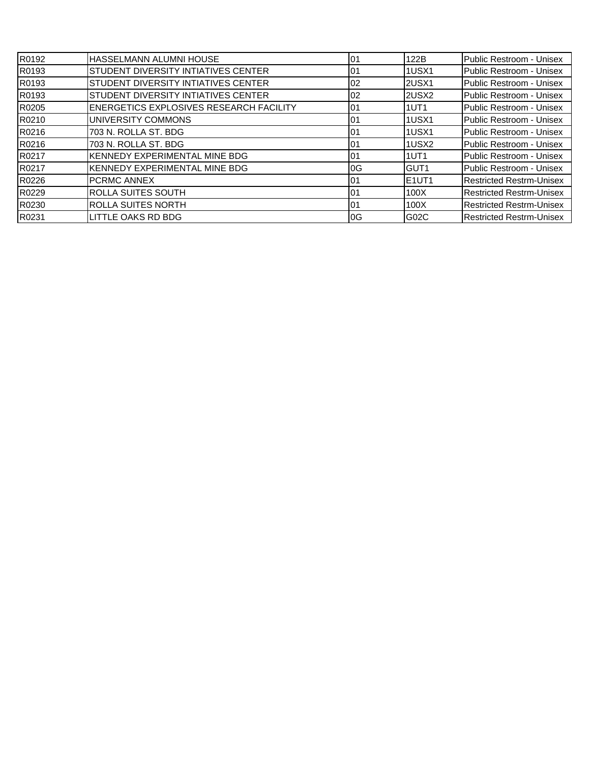| | | | | |
|---|---|---|---|---|
| R0192 | HASSELMANN ALUMNI HOUSE | 01 | 122B | Public Restroom - Unisex |
| R0193 | STUDENT DIVERSITY INTIATIVES CENTER | 01 | 1USX1 | Public Restroom - Unisex |
| R0193 | STUDENT DIVERSITY INTIATIVES CENTER | 02 | 2USX1 | Public Restroom - Unisex |
| R0193 | STUDENT DIVERSITY INTIATIVES CENTER | 02 | 2USX2 | Public Restroom - Unisex |
| R0205 | ENERGETICS EXPLOSIVES RESEARCH FACILITY | 01 | 1UT1 | Public Restroom - Unisex |
| R0210 | UNIVERSITY COMMONS | 01 | 1USX1 | Public Restroom - Unisex |
| R0216 | 703 N. ROLLA ST. BDG | 01 | 1USX1 | Public Restroom - Unisex |
| R0216 | 703 N. ROLLA ST. BDG | 01 | 1USX2 | Public Restroom - Unisex |
| R0217 | KENNEDY EXPERIMENTAL MINE BDG | 01 | 1UT1 | Public Restroom - Unisex |
| R0217 | KENNEDY EXPERIMENTAL MINE BDG | 0G | GUT1 | Public Restroom - Unisex |
| R0226 | PCRMC ANNEX | 01 | E1UT1 | Restricted Restrm-Unisex |
| R0229 | ROLLA SUITES SOUTH | 01 | 100X | Restricted Restrm-Unisex |
| R0230 | ROLLA SUITES NORTH | 01 | 100X | Restricted Restrm-Unisex |
| R0231 | LITTLE OAKS RD BDG | 0G | G02C | Restricted Restrm-Unisex |